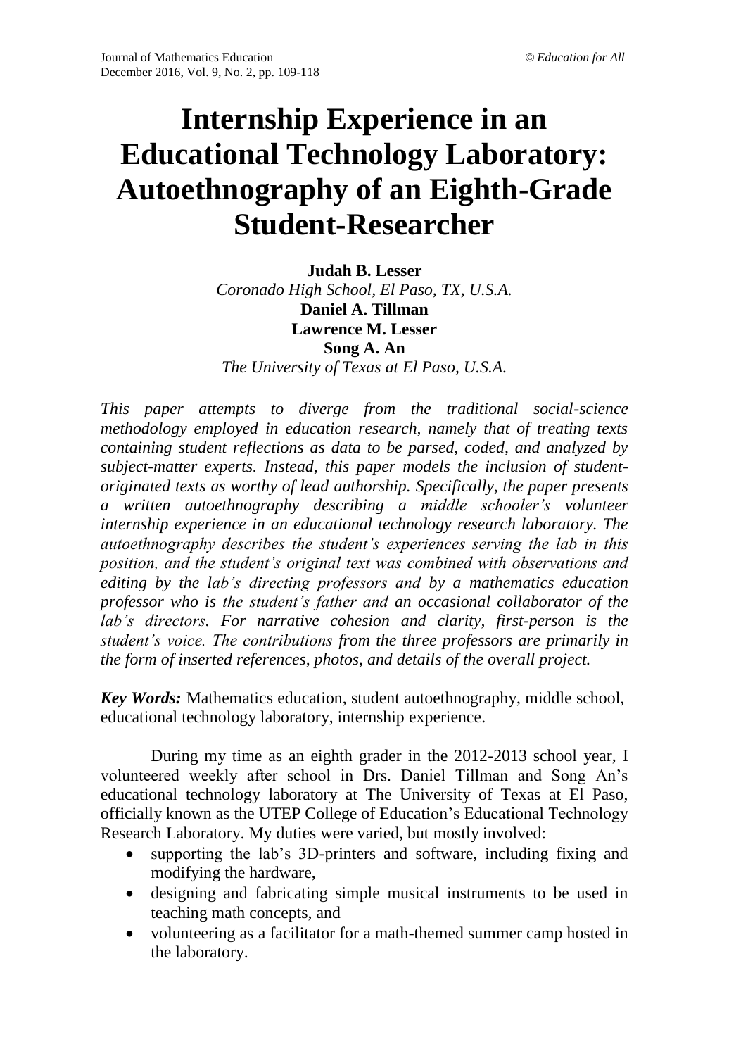# Internship Experience in an Educational Technology Laboratory: Autoethnography of an Eighth-Grade Student-Researcher

**Judah B. Lesser**
*Coronado High School, El Paso, TX, U.S.A.*
**Daniel A. Tillman**
**Lawrence M. Lesser**
**Song A. An**
*The University of Texas at El Paso, U.S.A.*

*This paper attempts to diverge from the traditional social-science methodology employed in education research, namely that of treating texts containing student reflections as data to be parsed, coded, and analyzed by subject-matter experts. Instead, this paper models the inclusion of student-originated texts as worthy of lead authorship. Specifically, the paper presents a written autoethnography describing a middle schooler's volunteer internship experience in an educational technology research laboratory. The autoethnography describes the student's experiences serving the lab in this position, and the student's original text was combined with observations and editing by the lab's directing professors and by a mathematics education professor who is the student's father and an occasional collaborator of the lab's directors. For narrative cohesion and clarity, first-person is the student's voice. The contributions from the three professors are primarily in the form of inserted references, photos, and details of the overall project.*

***Key Words:*** Mathematics education, student autoethnography, middle school, educational technology laboratory, internship experience.

During my time as an eighth grader in the 2012-2013 school year, I volunteered weekly after school in Drs. Daniel Tillman and Song An's educational technology laboratory at The University of Texas at El Paso, officially known as the UTEP College of Education's Educational Technology Research Laboratory. My duties were varied, but mostly involved:

- supporting the lab's 3D-printers and software, including fixing and modifying the hardware,
- designing and fabricating simple musical instruments to be used in teaching math concepts, and
- volunteering as a facilitator for a math-themed summer camp hosted in the laboratory.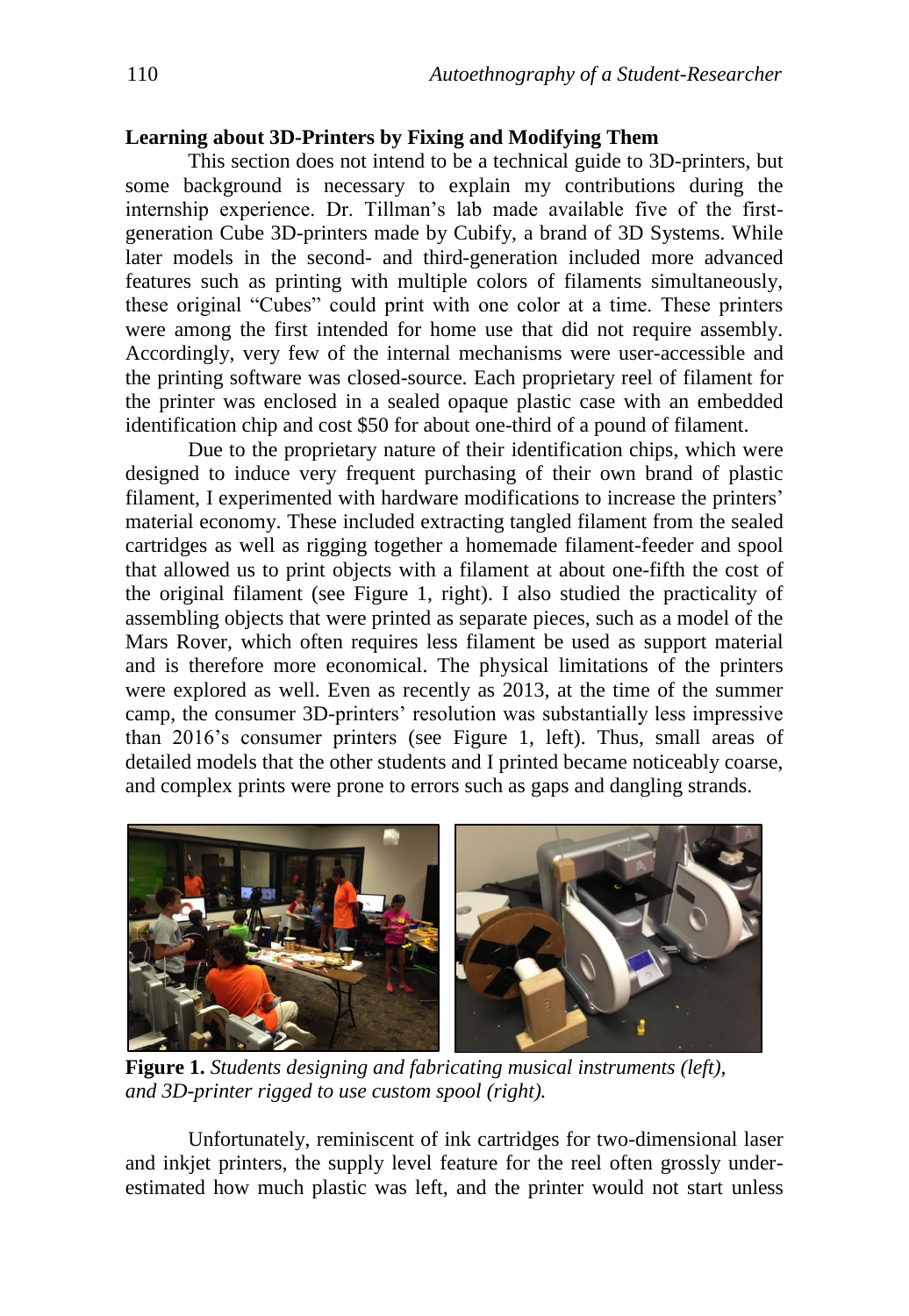### Learning about 3D-Printers by Fixing and Modifying Them

This section does not intend to be a technical guide to 3D-printers, but some background is necessary to explain my contributions during the internship experience. Dr. Tillman's lab made available five of the first-generation Cube 3D-printers made by Cubify, a brand of 3D Systems. While later models in the second- and third-generation included more advanced features such as printing with multiple colors of filaments simultaneously, these original "Cubes" could print with one color at a time. These printers were among the first intended for home use that did not require assembly. Accordingly, very few of the internal mechanisms were user-accessible and the printing software was closed-source. Each proprietary reel of filament for the printer was enclosed in a sealed opaque plastic case with an embedded identification chip and cost $50 for about one-third of a pound of filament.

Due to the proprietary nature of their identification chips, which were designed to induce very frequent purchasing of their own brand of plastic filament, I experimented with hardware modifications to increase the printers' material economy. These included extracting tangled filament from the sealed cartridges as well as rigging together a homemade filament-feeder and spool that allowed us to print objects with a filament at about one-fifth the cost of the original filament (see Figure 1, right). I also studied the practicality of assembling objects that were printed as separate pieces, such as a model of the Mars Rover, which often requires less filament be used as support material and is therefore more economical. The physical limitations of the printers were explored as well. Even as recently as 2013, at the time of the summer camp, the consumer 3D-printers' resolution was substantially less impressive than 2016's consumer printers (see Figure 1, left). Thus, small areas of detailed models that the other students and I printed became noticeably coarse, and complex prints were prone to errors such as gaps and dangling strands.

**Figure 1.** *Students designing and fabricating musical instruments (left), and 3D-printer rigged to use custom spool (right).*

Unfortunately, reminiscent of ink cartridges for two-dimensional laser and inkjet printers, the supply level feature for the reel often grossly under-estimated how much plastic was left, and the printer would not start unless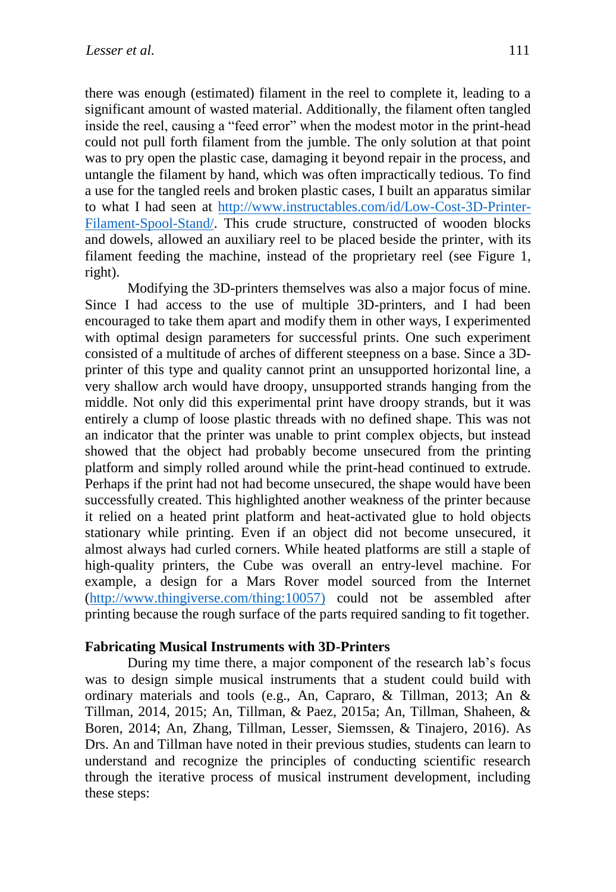there was enough (estimated) filament in the reel to complete it, leading to a significant amount of wasted material. Additionally, the filament often tangled inside the reel, causing a "feed error" when the modest motor in the print-head could not pull forth filament from the jumble. The only solution at that point was to pry open the plastic case, damaging it beyond repair in the process, and untangle the filament by hand, which was often impractically tedious. To find a use for the tangled reels and broken plastic cases, I built an apparatus similar to what I had seen at http://www.instructables.com/id/Low-Cost-3D-Printer-Filament-Spool-Stand/. This crude structure, constructed of wooden blocks and dowels, allowed an auxiliary reel to be placed beside the printer, with its filament feeding the machine, instead of the proprietary reel (see Figure 1, right).

Modifying the 3D-printers themselves was also a major focus of mine. Since I had access to the use of multiple 3D-printers, and I had been encouraged to take them apart and modify them in other ways, I experimented with optimal design parameters for successful prints. One such experiment consisted of a multitude of arches of different steepness on a base. Since a 3D-printer of this type and quality cannot print an unsupported horizontal line, a very shallow arch would have droopy, unsupported strands hanging from the middle. Not only did this experimental print have droopy strands, but it was entirely a clump of loose plastic threads with no defined shape. This was not an indicator that the printer was unable to print complex objects, but instead showed that the object had probably become unsecured from the printing platform and simply rolled around while the print-head continued to extrude. Perhaps if the print had not had become unsecured, the shape would have been successfully created. This highlighted another weakness of the printer because it relied on a heated print platform and heat-activated glue to hold objects stationary while printing. Even if an object did not become unsecured, it almost always had curled corners. While heated platforms are still a staple of high-quality printers, the Cube was overall an entry-level machine. For example, a design for a Mars Rover model sourced from the Internet (http://www.thingiverse.com/thing:10057) could not be assembled after printing because the rough surface of the parts required sanding to fit together.

**Fabricating Musical Instruments with 3D-Printers**

During my time there, a major component of the research lab's focus was to design simple musical instruments that a student could build with ordinary materials and tools (e.g., An, Capraro, & Tillman, 2013; An & Tillman, 2014, 2015; An, Tillman, & Paez, 2015a; An, Tillman, Shaheen, & Boren, 2014; An, Zhang, Tillman, Lesser, Siemssen, & Tinajero, 2016). As Drs. An and Tillman have noted in their previous studies, students can learn to understand and recognize the principles of conducting scientific research through the iterative process of musical instrument development, including these steps: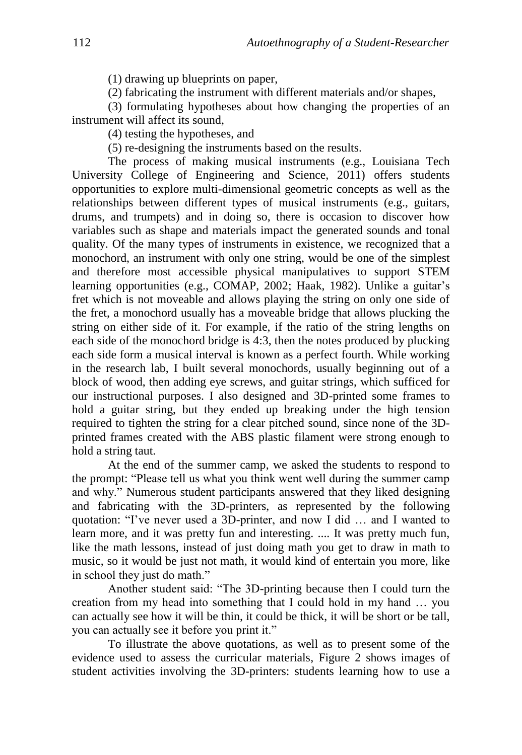(1) drawing up blueprints on paper,

(2) fabricating the instrument with different materials and/or shapes,

(3) formulating hypotheses about how changing the properties of an instrument will affect its sound,

(4) testing the hypotheses, and

(5) re-designing the instruments based on the results.

The process of making musical instruments (e.g., Louisiana Tech University College of Engineering and Science, 2011) offers students opportunities to explore multi-dimensional geometric concepts as well as the relationships between different types of musical instruments (e.g., guitars, drums, and trumpets) and in doing so, there is occasion to discover how variables such as shape and materials impact the generated sounds and tonal quality. Of the many types of instruments in existence, we recognized that a monochord, an instrument with only one string, would be one of the simplest and therefore most accessible physical manipulatives to support STEM learning opportunities (e.g., COMAP, 2002; Haak, 1982). Unlike a guitar's fret which is not moveable and allows playing the string on only one side of the fret, a monochord usually has a moveable bridge that allows plucking the string on either side of it. For example, if the ratio of the string lengths on each side of the monochord bridge is 4:3, then the notes produced by plucking each side form a musical interval is known as a perfect fourth. While working in the research lab, I built several monochords, usually beginning out of a block of wood, then adding eye screws, and guitar strings, which sufficed for our instructional purposes. I also designed and 3D-printed some frames to hold a guitar string, but they ended up breaking under the high tension required to tighten the string for a clear pitched sound, since none of the 3D-printed frames created with the ABS plastic filament were strong enough to hold a string taut.

At the end of the summer camp, we asked the students to respond to the prompt: "Please tell us what you think went well during the summer camp and why." Numerous student participants answered that they liked designing and fabricating with the 3D-printers, as represented by the following quotation: "I've never used a 3D-printer, and now I did … and I wanted to learn more, and it was pretty fun and interesting. .... It was pretty much fun, like the math lessons, instead of just doing math you get to draw in math to music, so it would be just not math, it would kind of entertain you more, like in school they just do math."

Another student said: "The 3D-printing because then I could turn the creation from my head into something that I could hold in my hand … you can actually see how it will be thin, it could be thick, it will be short or be tall, you can actually see it before you print it."

To illustrate the above quotations, as well as to present some of the evidence used to assess the curricular materials, Figure 2 shows images of student activities involving the 3D-printers: students learning how to use a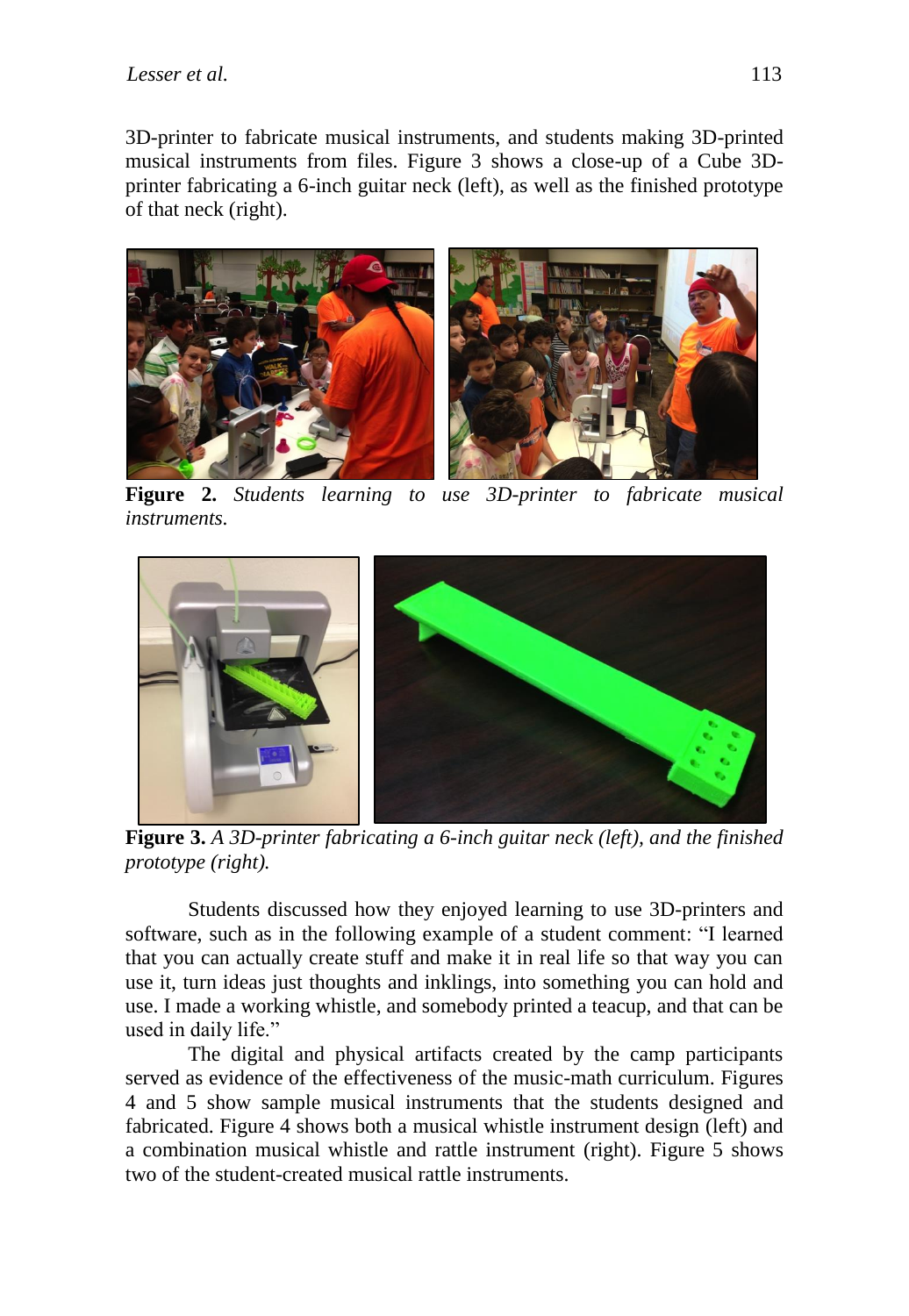3D-printer to fabricate musical instruments, and students making 3D-printed musical instruments from files. Figure 3 shows a close-up of a Cube 3D-printer fabricating a 6-inch guitar neck (left), as well as the finished prototype of that neck (right).

**Figure 2.** *Students learning to use 3D-printer to fabricate musical instruments.*

**Figure 3.** *A 3D-printer fabricating a 6-inch guitar neck (left), and the finished prototype (right).*

Students discussed how they enjoyed learning to use 3D-printers and software, such as in the following example of a student comment: "I learned that you can actually create stuff and make it in real life so that way you can use it, turn ideas just thoughts and inklings, into something you can hold and use. I made a working whistle, and somebody printed a teacup, and that can be used in daily life."

The digital and physical artifacts created by the camp participants served as evidence of the effectiveness of the music-math curriculum. Figures 4 and 5 show sample musical instruments that the students designed and fabricated. Figure 4 shows both a musical whistle instrument design (left) and a combination musical whistle and rattle instrument (right). Figure 5 shows two of the student-created musical rattle instruments.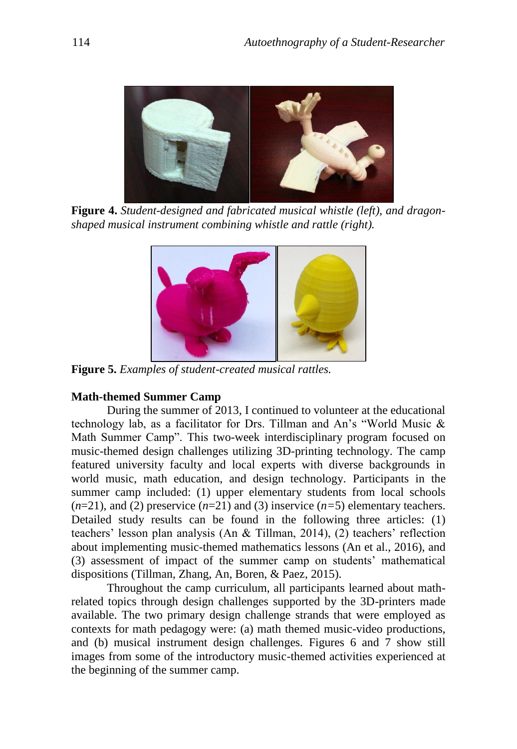**Figure 4.** *Student-designed and fabricated musical whistle (left), and dragon-shaped musical instrument combining whistle and rattle (right).*

**Figure 5.** *Examples of student-created musical rattles.*

**Math-themed Summer Camp**

During the summer of 2013, I continued to volunteer at the educational technology lab, as a facilitator for Drs. Tillman and An's "World Music & Math Summer Camp". This two-week interdisciplinary program focused on music-themed design challenges utilizing 3D-printing technology. The camp featured university faculty and local experts with diverse backgrounds in world music, math education, and design technology. Participants in the summer camp included: (1) upper elementary students from local schools ($n$=21), and (2) preservice ($n$=21) and (3) inservice ($n$=5) elementary teachers. Detailed study results can be found in the following three articles: (1) teachers' lesson plan analysis (An & Tillman, 2014), (2) teachers' reflection about implementing music-themed mathematics lessons (An et al., 2016), and (3) assessment of impact of the summer camp on students' mathematical dispositions (Tillman, Zhang, An, Boren, & Paez, 2015).

Throughout the camp curriculum, all participants learned about math-related topics through design challenges supported by the 3D-printers made available. The two primary design challenge strands that were employed as contexts for math pedagogy were: (a) math themed music-video productions, and (b) musical instrument design challenges. Figures 6 and 7 show still images from some of the introductory music-themed activities experienced at the beginning of the summer camp.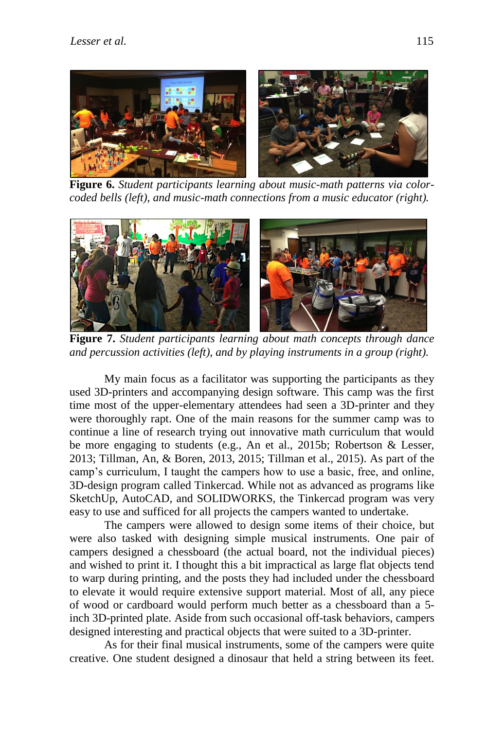**Figure 6.** *Student participants learning about music-math patterns via color-coded bells (left), and music-math connections from a music educator (right).*

**Figure 7.** *Student participants learning about math concepts through dance and percussion activities (left), and by playing instruments in a group (right).*

My main focus as a facilitator was supporting the participants as they used 3D-printers and accompanying design software. This camp was the first time most of the upper-elementary attendees had seen a 3D-printer and they were thoroughly rapt. One of the main reasons for the summer camp was to continue a line of research trying out innovative math curriculum that would be more engaging to students (e.g., An et al., 2015b; Robertson & Lesser, 2013; Tillman, An, & Boren, 2013, 2015; Tillman et al., 2015). As part of the camp's curriculum, I taught the campers how to use a basic, free, and online, 3D-design program called Tinkercad. While not as advanced as programs like SketchUp, AutoCAD, and SOLIDWORKS, the Tinkercad program was very easy to use and sufficed for all projects the campers wanted to undertake.

The campers were allowed to design some items of their choice, but were also tasked with designing simple musical instruments. One pair of campers designed a chessboard (the actual board, not the individual pieces) and wished to print it. I thought this a bit impractical as large flat objects tend to warp during printing, and the posts they had included under the chessboard to elevate it would require extensive support material. Most of all, any piece of wood or cardboard would perform much better as a chessboard than a 5-inch 3D-printed plate. Aside from such occasional off-task behaviors, campers designed interesting and practical objects that were suited to a 3D-printer.

As for their final musical instruments, some of the campers were quite creative. One student designed a dinosaur that held a string between its feet.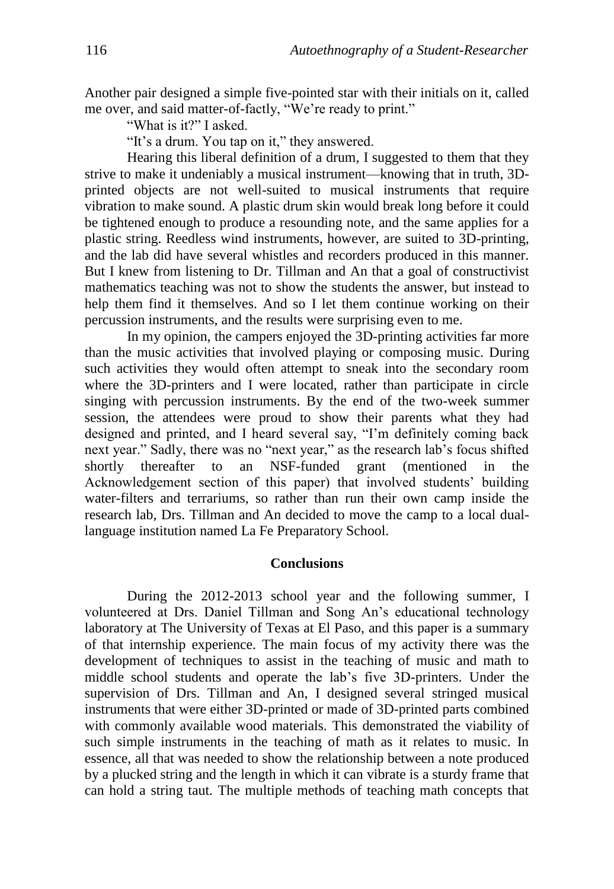Another pair designed a simple five-pointed star with their initials on it, called me over, and said matter-of-factly, "We're ready to print."

"What is it?" I asked.

"It's a drum. You tap on it," they answered.

Hearing this liberal definition of a drum, I suggested to them that they strive to make it undeniably a musical instrument—knowing that in truth, 3D-printed objects are not well-suited to musical instruments that require vibration to make sound. A plastic drum skin would break long before it could be tightened enough to produce a resounding note, and the same applies for a plastic string. Reedless wind instruments, however, are suited to 3D-printing, and the lab did have several whistles and recorders produced in this manner. But I knew from listening to Dr. Tillman and An that a goal of constructivist mathematics teaching was not to show the students the answer, but instead to help them find it themselves. And so I let them continue working on their percussion instruments, and the results were surprising even to me.

In my opinion, the campers enjoyed the 3D-printing activities far more than the music activities that involved playing or composing music. During such activities they would often attempt to sneak into the secondary room where the 3D-printers and I were located, rather than participate in circle singing with percussion instruments. By the end of the two-week summer session, the attendees were proud to show their parents what they had designed and printed, and I heard several say, "I'm definitely coming back next year." Sadly, there was no "next year," as the research lab's focus shifted shortly thereafter to an NSF-funded grant (mentioned in the Acknowledgement section of this paper) that involved students' building water-filters and terrariums, so rather than run their own camp inside the research lab, Drs. Tillman and An decided to move the camp to a local dual-language institution named La Fe Preparatory School.

## Conclusions

During the 2012-2013 school year and the following summer, I volunteered at Drs. Daniel Tillman and Song An's educational technology laboratory at The University of Texas at El Paso, and this paper is a summary of that internship experience. The main focus of my activity there was the development of techniques to assist in the teaching of music and math to middle school students and operate the lab's five 3D-printers. Under the supervision of Drs. Tillman and An, I designed several stringed musical instruments that were either 3D-printed or made of 3D-printed parts combined with commonly available wood materials. This demonstrated the viability of such simple instruments in the teaching of math as it relates to music. In essence, all that was needed to show the relationship between a note produced by a plucked string and the length in which it can vibrate is a sturdy frame that can hold a string taut. The multiple methods of teaching math concepts that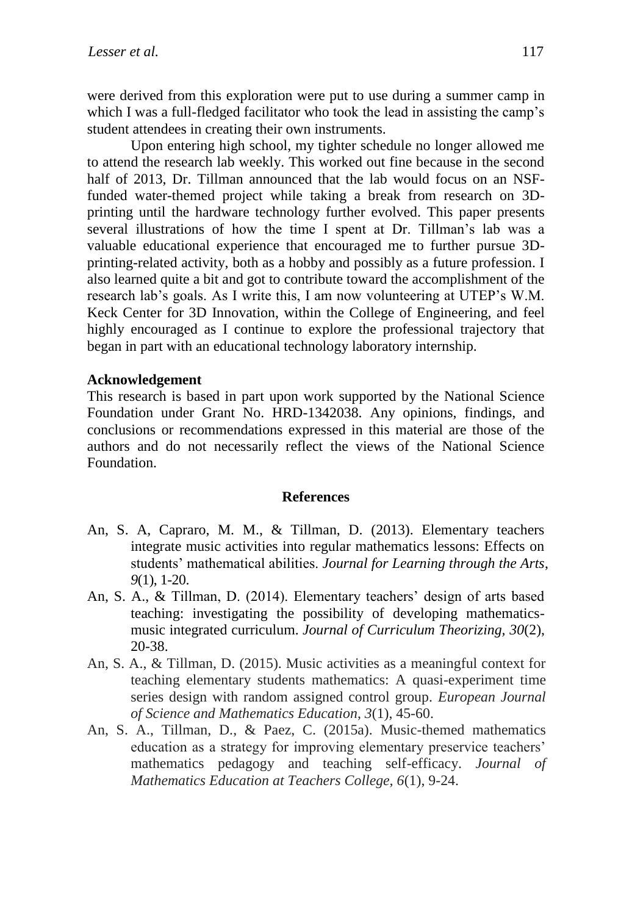were derived from this exploration were put to use during a summer camp in which I was a full-fledged facilitator who took the lead in assisting the camp's student attendees in creating their own instruments.

Upon entering high school, my tighter schedule no longer allowed me to attend the research lab weekly. This worked out fine because in the second half of 2013, Dr. Tillman announced that the lab would focus on an NSF-funded water-themed project while taking a break from research on 3D-printing until the hardware technology further evolved. This paper presents several illustrations of how the time I spent at Dr. Tillman's lab was a valuable educational experience that encouraged me to further pursue 3D-printing-related activity, both as a hobby and possibly as a future profession. I also learned quite a bit and got to contribute toward the accomplishment of the research lab's goals. As I write this, I am now volunteering at UTEP's W.M. Keck Center for 3D Innovation, within the College of Engineering, and feel highly encouraged as I continue to explore the professional trajectory that began in part with an educational technology laboratory internship.

**Acknowledgement**

This research is based in part upon work supported by the National Science Foundation under Grant No. HRD-1342038. Any opinions, findings, and conclusions or recommendations expressed in this material are those of the authors and do not necessarily reflect the views of the National Science Foundation.

## References

- An, S. A, Capraro, M. M., & Tillman, D. (2013). Elementary teachers integrate music activities into regular mathematics lessons: Effects on students' mathematical abilities. *Journal for Learning through the Arts*, *9*(1), 1-20.
- An, S. A., & Tillman, D. (2014). Elementary teachers' design of arts based teaching: investigating the possibility of developing mathematics-music integrated curriculum. *Journal of Curriculum Theorizing, 30*(2), 20-38.
- An, S. A., & Tillman, D. (2015). Music activities as a meaningful context for teaching elementary students mathematics: A quasi-experiment time series design with random assigned control group. *European Journal of Science and Mathematics Education*, *3*(1), 45-60.
- An, S. A., Tillman, D., & Paez, C. (2015a). Music-themed mathematics education as a strategy for improving elementary preservice teachers' mathematics pedagogy and teaching self-efficacy. *Journal of Mathematics Education at Teachers College, 6*(1), 9-24.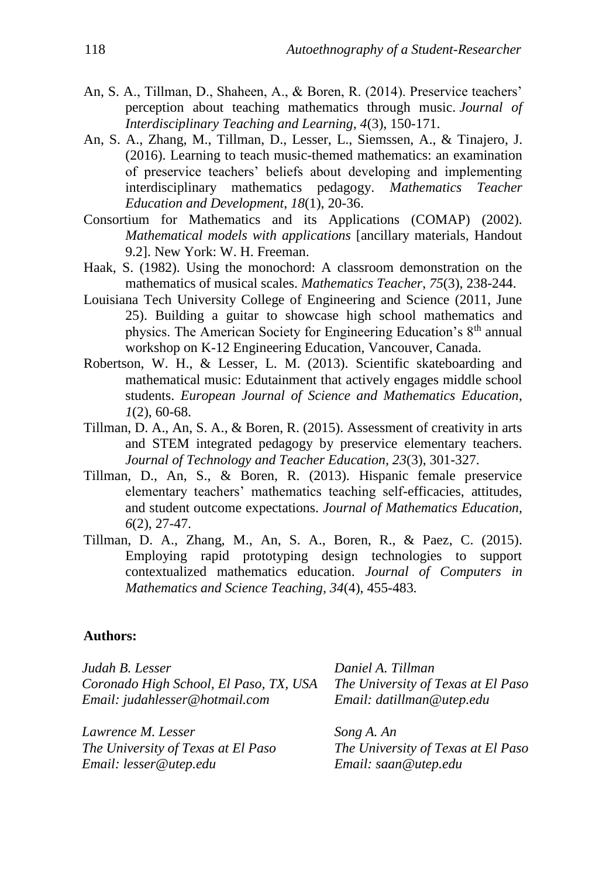An, S. A., Tillman, D., Shaheen, A., & Boren, R. (2014). Preservice teachers' perception about teaching mathematics through music. *Journal of Interdisciplinary Teaching and Learning, 4*(3), 150-171.

An, S. A., Zhang, M., Tillman, D., Lesser, L., Siemssen, A., & Tinajero, J. (2016). Learning to teach music-themed mathematics: an examination of preservice teachers' beliefs about developing and implementing interdisciplinary mathematics pedagogy. *Mathematics Teacher Education and Development*, *18*(1), 20-36.

Consortium for Mathematics and its Applications (COMAP) (2002). *Mathematical models with applications* [ancillary materials, Handout 9.2]. New York: W. H. Freeman.

Haak, S. (1982). Using the monochord: A classroom demonstration on the mathematics of musical scales. *Mathematics Teacher*, *75*(3), 238-244.

Louisiana Tech University College of Engineering and Science (2011, June 25). Building a guitar to showcase high school mathematics and physics. The American Society for Engineering Education's 8th annual workshop on K-12 Engineering Education, Vancouver, Canada.

Robertson, W. H., & Lesser, L. M. (2013). Scientific skateboarding and mathematical music: Edutainment that actively engages middle school students. *European Journal of Science and Mathematics Education*, *1*(2), 60-68.

Tillman, D. A., An, S. A., & Boren, R. (2015). Assessment of creativity in arts and STEM integrated pedagogy by preservice elementary teachers. *Journal of Technology and Teacher Education, 23*(3), 301-327.

Tillman, D., An, S., & Boren, R. (2013). Hispanic female preservice elementary teachers' mathematics teaching self-efficacies, attitudes, and student outcome expectations. *Journal of Mathematics Education, 6*(2), 27-47.

Tillman, D. A., Zhang, M., An, S. A., Boren, R., & Paez, C. (2015). Employing rapid prototyping design technologies to support contextualized mathematics education. *Journal of Computers in Mathematics and Science Teaching, 34*(4), 455-483.

**Authors:**

*Judah B. Lesser*
*Coronado High School, El Paso, TX, USA*
*Email: judahlesser@hotmail.com*

*Lawrence M. Lesser*
*The University of Texas at El Paso*
*Email: lesser@utep.edu*

*Daniel A. Tillman*
*The University of Texas at El Paso*
*Email: datillman@utep.edu*

*Song A. An*
*The University of Texas at El Paso*
*Email: saan@utep.edu*